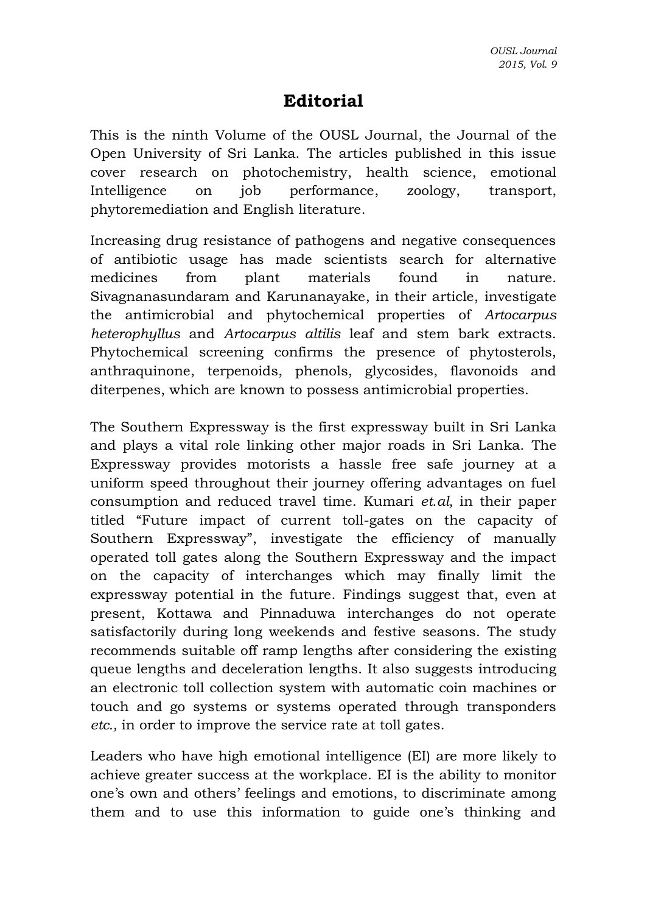# Editorial

This is the ninth Volume of the OUSL Journal, the Journal of the Open University of Sri Lanka. The articles published in this issue cover research on photochemistry, health science, emotional Intelligence on job performance, zoology, transport, phytoremediation and English literature.

Increasing drug resistance of pathogens and negative consequences of antibiotic usage has made scientists search for alternative medicines from plant materials found in nature. Sivagnanasundaram and Karunanayake, in their article, investigate the antimicrobial and phytochemical properties of *Artocarpus heterophyllus* and *Artocarpus altilis* leaf and stem bark extracts. Phytochemical screening confirms the presence of phytosterols, anthraquinone, terpenoids, phenols, glycosides, flavonoids and diterpenes, which are known to possess antimicrobial properties.

The Southern Expressway is the first expressway built in Sri Lanka and plays a vital role linking other major roads in Sri Lanka. The Expressway provides motorists a hassle free safe journey at a uniform speed throughout their journey offering advantages on fuel consumption and reduced travel time. Kumari *et.al,* in their paper titled "Future impact of current toll-gates on the capacity of Southern Expressway", investigate the efficiency of manually operated toll gates along the Southern Expressway and the impact on the capacity of interchanges which may finally limit the expressway potential in the future. Findings suggest that, even at present, Kottawa and Pinnaduwa interchanges do not operate satisfactorily during long weekends and festive seasons. The study recommends suitable off ramp lengths after considering the existing queue lengths and deceleration lengths. It also suggests introducing an electronic toll collection system with automatic coin machines or touch and go systems or systems operated through transponders *etc.,* in order to improve the service rate at toll gates.

Leaders who have high emotional intelligence (EI) are more likely to achieve greater success at the workplace. EI is the ability to monitor one's own and others' feelings and emotions, to discriminate among them and to use this information to guide one's thinking and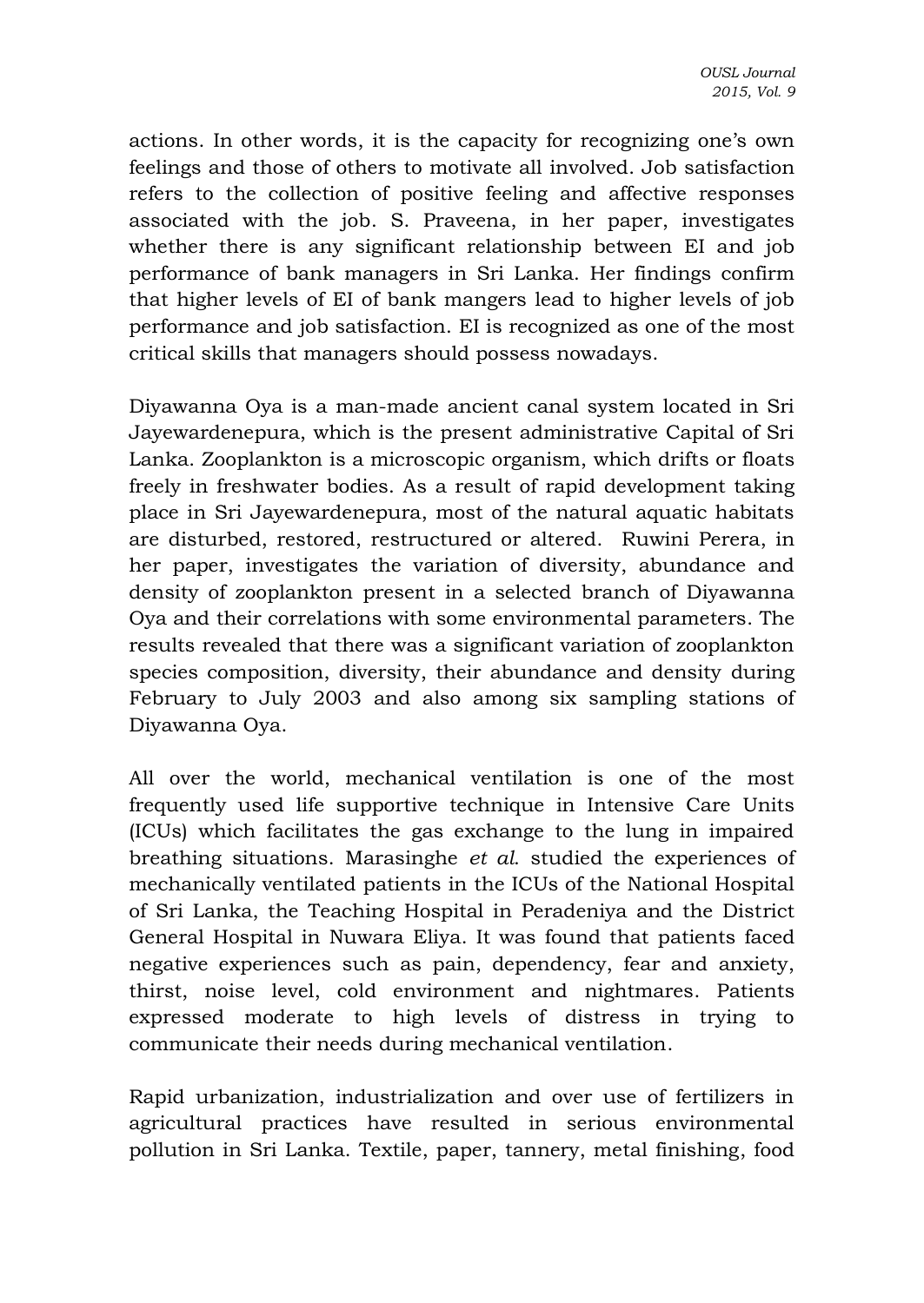actions. In other words, it is the capacity for recognizing one's own feelings and those of others to motivate all involved. Job satisfaction refers to the collection of positive feeling and affective responses associated with the job. S. Praveena, in her paper, investigates whether there is any significant relationship between EI and job performance of bank managers in Sri Lanka. Her findings confirm that higher levels of EI of bank mangers lead to higher levels of job performance and job satisfaction. EI is recognized as one of the most critical skills that managers should possess nowadays.

Diyawanna Oya is a man-made ancient canal system located in Sri Jayewardenepura, which is the present administrative Capital of Sri Lanka. Zooplankton is a microscopic organism, which drifts or floats freely in freshwater bodies. As a result of rapid development taking place in Sri Jayewardenepura, most of the natural aquatic habitats are disturbed, restored, restructured or altered. Ruwini Perera, in her paper, investigates the variation of diversity, abundance and density of zooplankton present in a selected branch of Diyawanna Oya and their correlations with some environmental parameters. The results revealed that there was a significant variation of zooplankton species composition, diversity, their abundance and density during February to July 2003 and also among six sampling stations of Diyawanna Oya.

All over the world, mechanical ventilation is one of the most frequently used life supportive technique in Intensive Care Units (ICUs) which facilitates the gas exchange to the lung in impaired breathing situations. Marasinghe *et al.* studied the experiences of mechanically ventilated patients in the ICUs of the National Hospital of Sri Lanka, the Teaching Hospital in Peradeniya and the District General Hospital in Nuwara Eliya. It was found that patients faced negative experiences such as pain, dependency, fear and anxiety, thirst, noise level, cold environment and nightmares. Patients expressed moderate to high levels of distress in trying to communicate their needs during mechanical ventilation.

Rapid urbanization, industrialization and over use of fertilizers in agricultural practices have resulted in serious environmental pollution in Sri Lanka. Textile, paper, tannery, metal finishing, food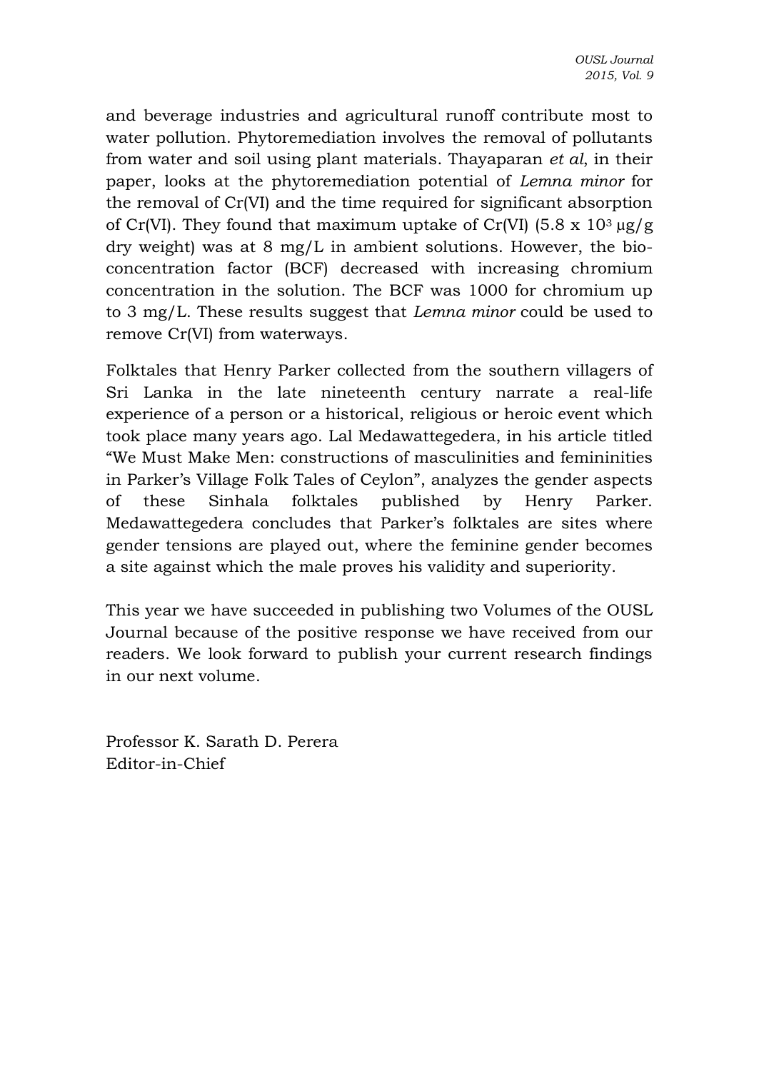and beverage industries and agricultural runoff contribute most to water pollution. Phytoremediation involves the removal of pollutants from water and soil using plant materials. Thayaparan *et al*, in their paper, looks at the phytoremediation potential of *Lemna minor* for the removal of Cr(VI) and the time required for significant absorption of Cr(VI). They found that maximum uptake of Cr(VI) ($5.8 \times 10^3$ µg/g dry weight) was at 8 mg/L in ambient solutions. However, the bio-concentration factor (BCF) decreased with increasing chromium concentration in the solution. The BCF was 1000 for chromium up to 3 mg/L. These results suggest that *Lemna minor* could be used to remove Cr(VI) from waterways.

Folktales that Henry Parker collected from the southern villagers of Sri Lanka in the late nineteenth century narrate a real-life experience of a person or a historical, religious or heroic event which took place many years ago. Lal Medawattegedera, in his article titled "We Must Make Men: constructions of masculinities and femininities in Parker's Village Folk Tales of Ceylon", analyzes the gender aspects of these Sinhala folktales published by Henry Parker. Medawattegedera concludes that Parker's folktales are sites where gender tensions are played out, where the feminine gender becomes a site against which the male proves his validity and superiority.

This year we have succeeded in publishing two Volumes of the OUSL Journal because of the positive response we have received from our readers. We look forward to publish your current research findings in our next volume.

Professor K. Sarath D. Perera  
Editor-in-Chief